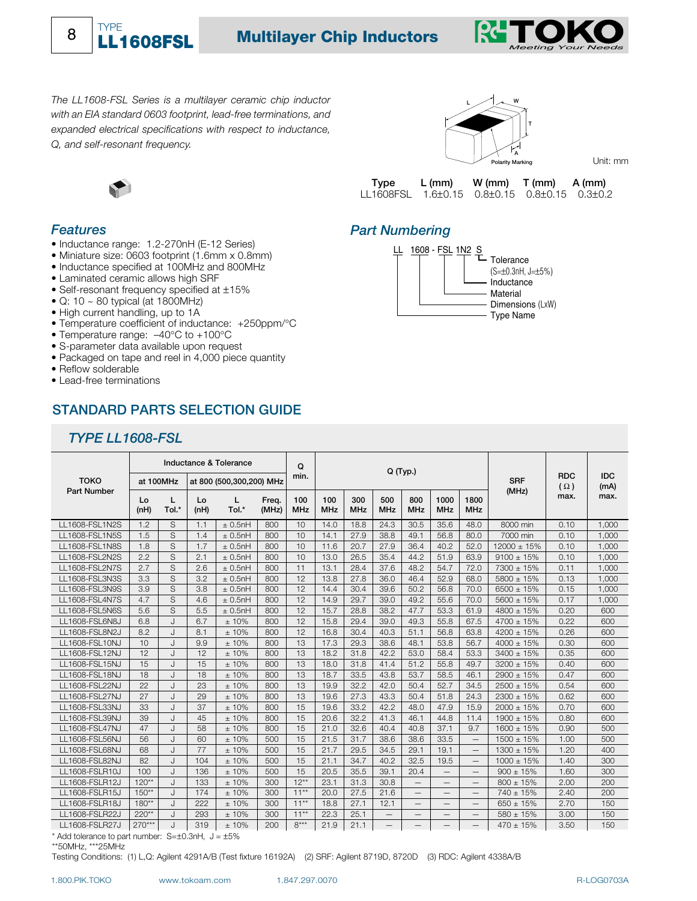# TYPE LL1608FSL — Multilayer Chip Inductors

*The LL1608-FSL Series is a multilayer ceramic chip inductor with an EIA standard 0603 footprint, lead-free terminations, and expanded electrical specifications with respect to inductance, Q, and self-resonant frequency.*

Unit: mm

| Type | L (mm) | W (mm) | T (mm) | A (mm) |
|---|---|---|---|---|
| LL1608FSL | 1.6±0.15 | 0.8±0.15 | 0.8±0.15 | 0.3±0.2 |

## Features

- Inductance range: 1.2-270nH (E-12 Series)
- Miniature size: 0603 footprint (1.6mm x 0.8mm)
- Inductance specified at 100MHz and 800MHz
- Laminated ceramic allows high SRF
- Self-resonant frequency specified at ±15%
- Q: 10 ~ 80 typical (at 1800MHz)
- High current handling, up to 1A
- Temperature coefficient of inductance: +250ppm/°C
- Temperature range: –40°C to +100°C
- S-parameter data available upon request
- Packaged on tape and reel in 4,000 piece quantity
- Reflow solderable
- Lead-free terminations

## Part Numbering

LL 1608 - FSL 1N2 S

- S: Tolerance (S=±0.3nH, J=±5%)
- 1N2: Inductance
- FSL: Material
- 1608: Dimensions (LxW)
- LL: Type Name

## STANDARD PARTS SELECTION GUIDE

### TYPE LL1608-FSL

| TOKO Part Number | Inductance & Tolerance at 100MHz Lo (nH) | at 100MHz L Tol.* | at 800 (500,300,200) MHz Lo (nH) | at 800 (500,300,200) MHz L Tol.* | Freq. (MHz) | Q min. 100 MHz | Q (Typ.) 100 MHz | 300 MHz | 500 MHz | 800 MHz | 1000 MHz | 1800 MHz | SRF (MHz) | RDC (Ω) max. | IDC (mA) max. |
|---|---|---|---|---|---|---|---|---|---|---|---|---|---|---|---|
| LL1608-FSL1N2S | 1.2 | S | 1.1 | ± 0.5nH | 800 | 10 | 14.0 | 18.8 | 24.3 | 30.5 | 35.6 | 48.0 | 8000 min | 0.10 | 1,000 |
| LL1608-FSL1N5S | 1.5 | S | 1.4 | ± 0.5nH | 800 | 10 | 14.1 | 27.9 | 38.8 | 49.1 | 56.8 | 80.0 | 7000 min | 0.10 | 1,000 |
| LL1608-FSL1N8S | 1.8 | S | 1.7 | ± 0.5nH | 800 | 10 | 11.6 | 20.7 | 27.9 | 36.4 | 40.2 | 52.0 | 12000 ± 15% | 0.10 | 1,000 |
| LL1608-FSL2N2S | 2.2 | S | 2.1 | ± 0.5nH | 800 | 10 | 13.0 | 26.5 | 35.4 | 44.2 | 51.9 | 63.9 | 9100 ± 15% | 0.10 | 1,000 |
| LL1608-FSL2N7S | 2.7 | S | 2.6 | ± 0.5nH | 800 | 11 | 13.1 | 28.4 | 37.6 | 48.2 | 54.7 | 72.0 | 7300 ± 15% | 0.11 | 1,000 |
| LL1608-FSL3N3S | 3.3 | S | 3.2 | ± 0.5nH | 800 | 12 | 13.8 | 27.8 | 36.0 | 46.4 | 52.9 | 68.0 | 5800 ± 15% | 0.13 | 1,000 |
| LL1608-FSL3N9S | 3.9 | S | 3.8 | ± 0.5nH | 800 | 12 | 14.4 | 30.4 | 39.6 | 50.2 | 56.8 | 70.0 | 6500 ± 15% | 0.15 | 1,000 |
| LL1608-FSL4N7S | 4.7 | S | 4.6 | ± 0.5nH | 800 | 12 | 14.9 | 29.7 | 39.0 | 49.2 | 55.6 | 70.0 | 5600 ± 15% | 0.17 | 1,000 |
| LL1608-FSL5N6S | 5.6 | S | 5.5 | ± 0.5nH | 800 | 12 | 15.7 | 28.8 | 38.2 | 47.7 | 53.3 | 61.9 | 4800 ± 15% | 0.20 | 600 |
| LL1608-FSL6N8J | 6.8 | J | 6.7 | ± 10% | 800 | 12 | 15.8 | 29.4 | 39.0 | 49.3 | 55.8 | 67.5 | 4700 ± 15% | 0.22 | 600 |
| LL1608-FSL8N2J | 8.2 | J | 8.1 | ± 10% | 800 | 12 | 16.8 | 30.4 | 40.3 | 51.1 | 56.8 | 63.8 | 4200 ± 15% | 0.26 | 600 |
| LL1608-FSL10NJ | 10 | J | 9.9 | ± 10% | 800 | 13 | 17.3 | 29.3 | 38.6 | 48.1 | 53.8 | 56.7 | 4000 ± 15% | 0.30 | 600 |
| LL1608-FSL12NJ | 12 | J | 12 | ± 10% | 800 | 13 | 18.2 | 31.8 | 42.2 | 53.0 | 58.4 | 53.3 | 3400 ± 15% | 0.35 | 600 |
| LL1608-FSL15NJ | 15 | J | 15 | ± 10% | 800 | 13 | 18.0 | 31.8 | 41.4 | 51.2 | 55.8 | 49.7 | 3200 ± 15% | 0.40 | 600 |
| LL1608-FSL18NJ | 18 | J | 18 | ± 10% | 800 | 13 | 18.7 | 33.5 | 43.8 | 53.7 | 58.5 | 46.1 | 2900 ± 15% | 0.47 | 600 |
| LL1608-FSL22NJ | 22 | J | 23 | ± 10% | 800 | 13 | 19.9 | 32.2 | 42.0 | 50.4 | 52.7 | 34.5 | 2500 ± 15% | 0.54 | 600 |
| LL1608-FSL27NJ | 27 | J | 29 | ± 10% | 800 | 13 | 19.6 | 27.3 | 43.3 | 50.4 | 51.8 | 24.3 | 2300 ± 15% | 0.62 | 600 |
| LL1608-FSL33NJ | 33 | J | 37 | ± 10% | 800 | 15 | 19.6 | 33.2 | 42.2 | 48.0 | 47.9 | 15.9 | 2000 ± 15% | 0.70 | 600 |
| LL1608-FSL39NJ | 39 | J | 45 | ± 10% | 800 | 15 | 20.6 | 32.2 | 41.3 | 46.1 | 44.8 | 11.4 | 1900 ± 15% | 0.80 | 600 |
| LL1608-FSL47NJ | 47 | J | 58 | ± 10% | 800 | 15 | 21.0 | 32.6 | 40.4 | 40.8 | 37.1 | 9.7 | 1600 ± 15% | 0.90 | 500 |
| LL1608-FSL56NJ | 56 | J | 60 | ± 10% | 500 | 15 | 21.5 | 31.7 | 38.6 | 38.6 | 33.5 | — | 1500 ± 15% | 1.00 | 500 |
| LL1608-FSL68NJ | 68 | J | 77 | ± 10% | 500 | 15 | 21.7 | 29.5 | 34.5 | 29.1 | 19.1 | — | 1300 ± 15% | 1.20 | 400 |
| LL1608-FSL82NJ | 82 | J | 104 | ± 10% | 500 | 15 | 21.1 | 34.7 | 40.2 | 32.5 | 19.5 | — | 1000 ± 15% | 1.40 | 300 |
| LL1608-FSLR10J | 100 | J | 136 | ± 10% | 500 | 15 | 20.5 | 35.5 | 39.1 | 20.4 | — | — | 900 ± 15% | 1.60 | 300 |
| LL1608-FSLR12J | 120** | J | 133 | ± 10% | 300 | 12** | 23.1 | 31.3 | 30.8 | — | — | — | 800 ± 15% | 2.00 | 200 |
| LL1608-FSLR15J | 150** | J | 174 | ± 10% | 300 | 11** | 20.0 | 27.5 | 21.6 | — | — | — | 740 ± 15% | 2.40 | 200 |
| LL1608-FSLR18J | 180** | J | 222 | ± 10% | 300 | 11** | 18.8 | 27.1 | 12.1 | — | — | — | 650 ± 15% | 2.70 | 150 |
| LL1608-FSLR22J | 220** | J | 293 | ± 10% | 300 | 11** | 22.3 | 25.1 | — | — | — | — | 580 ± 15% | 3.00 | 150 |
| LL1608-FSLR27J | 270*** | J | 319 | ± 10% | 200 | 8*** | 21.9 | 21.1 | — | — | — | — | 470 ± 15% | 3.50 | 150 |

\* Add tolerance to part number: S=±0.3nH, J = ±5%

**50MHz, ***25MHz

Testing Conditions: (1) L,Q: Agilent 4291A/B (Test fixture 16192A) (2) SRF: Agilent 8719D, 8720D (3) RDC: Agilent 4338A/B

1.800.PIK.TOKO www.tokoam.com 1.847.297.0070 R-LOG0703A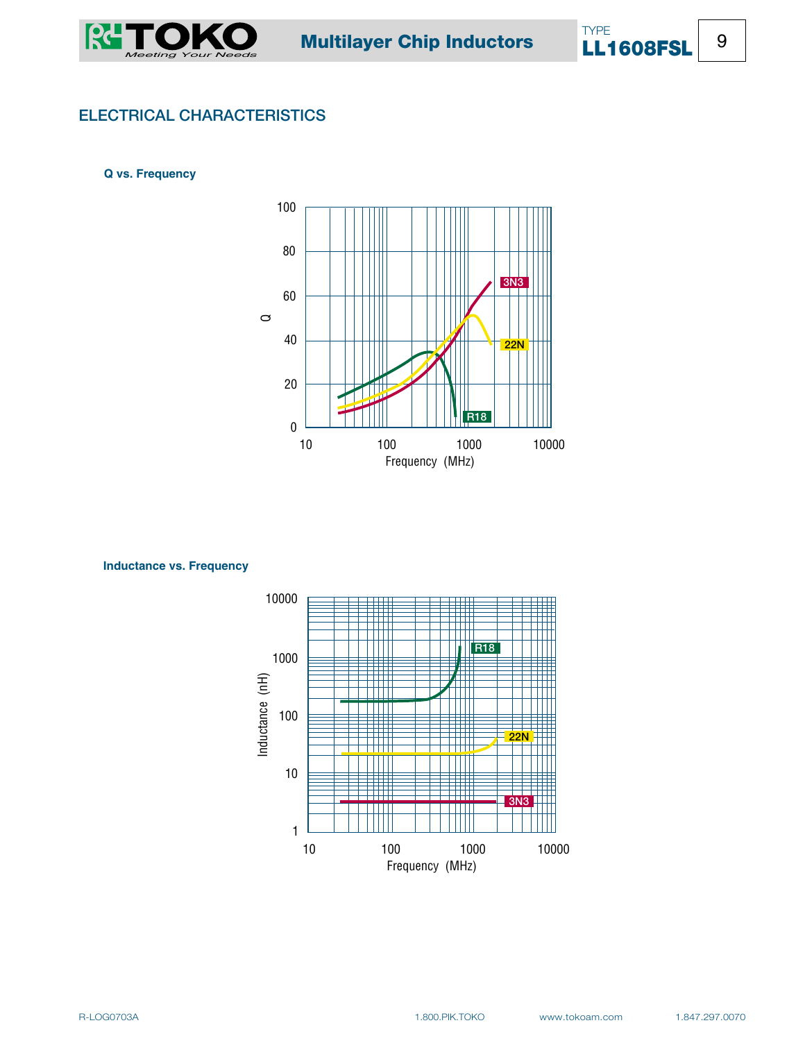## ELECTRICAL CHARACTERISTICS

### Q vs. Frequency

100
80
60
40
20
0
Q
10
100
1000
10000
Frequency (MHz)
3N3
22N
R18

### Inductance vs. Frequency

10000
1000
100
10
1
Inductance (nH)
10
100
1000
10000
Frequency (MHz)
R18
22N
3N3

R-LOG0703A 1.800.PIK.TOKO www.tokoam.com 1.847.297.0070